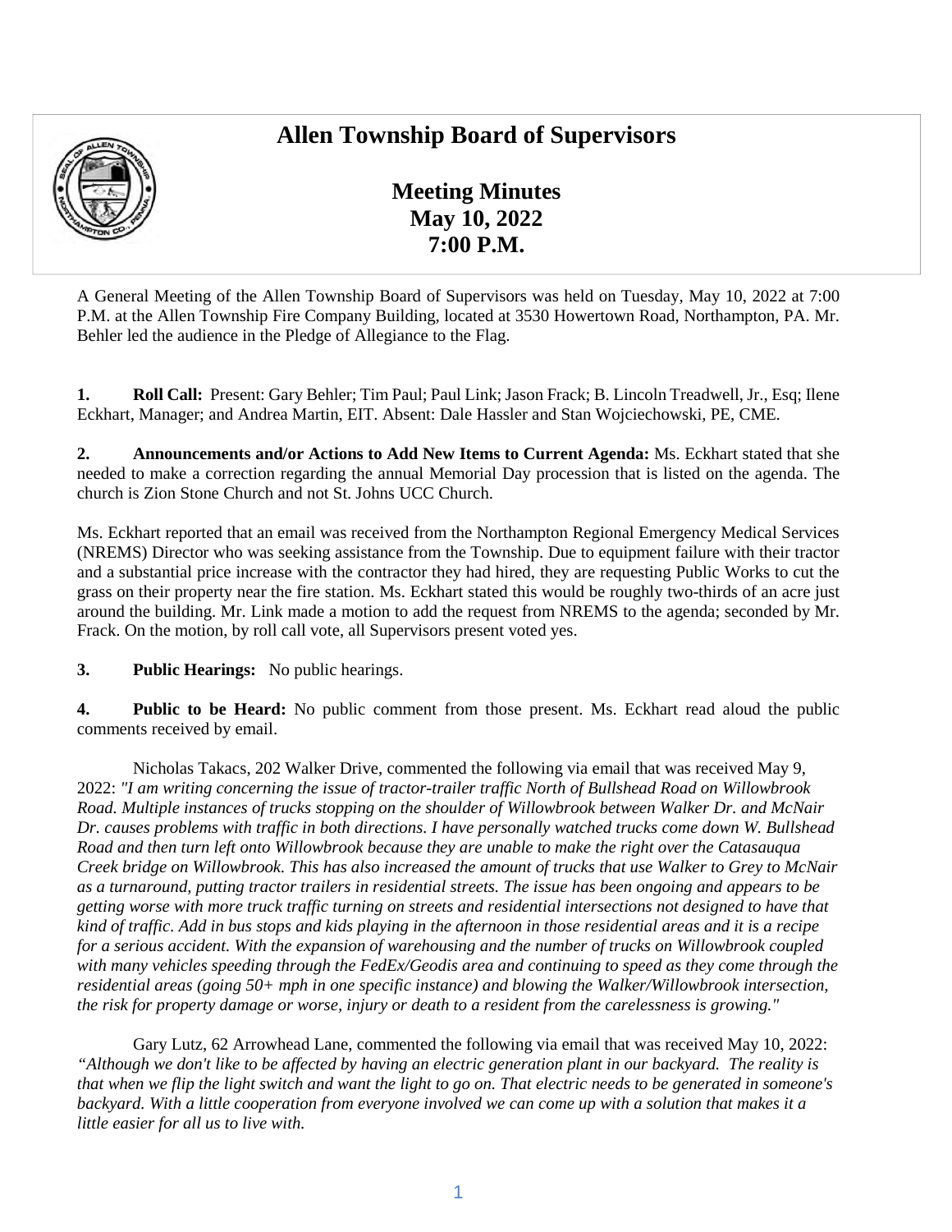# Allen Township Board of Supervisors

## Meeting Minutes
## May 10, 2022
## 7:00 P.M.

A General Meeting of the Allen Township Board of Supervisors was held on Tuesday, May 10, 2022 at 7:00 P.M. at the Allen Township Fire Company Building, located at 3530 Howertown Road, Northampton, PA. Mr. Behler led the audience in the Pledge of Allegiance to the Flag.

**1. Roll Call:** Present: Gary Behler; Tim Paul; Paul Link; Jason Frack; B. Lincoln Treadwell, Jr., Esq; Ilene Eckhart, Manager; and Andrea Martin, EIT. Absent: Dale Hassler and Stan Wojciechowski, PE, CME.

**2. Announcements and/or Actions to Add New Items to Current Agenda:** Ms. Eckhart stated that she needed to make a correction regarding the annual Memorial Day procession that is listed on the agenda. The church is Zion Stone Church and not St. Johns UCC Church.

Ms. Eckhart reported that an email was received from the Northampton Regional Emergency Medical Services (NREMS) Director who was seeking assistance from the Township. Due to equipment failure with their tractor and a substantial price increase with the contractor they had hired, they are requesting Public Works to cut the grass on their property near the fire station. Ms. Eckhart stated this would be roughly two-thirds of an acre just around the building. Mr. Link made a motion to add the request from NREMS to the agenda; seconded by Mr. Frack. On the motion, by roll call vote, all Supervisors present voted yes.

**3. Public Hearings:** No public hearings.

**4. Public to be Heard:** No public comment from those present. Ms. Eckhart read aloud the public comments received by email.

Nicholas Takacs, 202 Walker Drive, commented the following via email that was received May 9, 2022: *"I am writing concerning the issue of tractor-trailer traffic North of Bullshead Road on Willowbrook Road. Multiple instances of trucks stopping on the shoulder of Willowbrook between Walker Dr. and McNair Dr. causes problems with traffic in both directions. I have personally watched trucks come down W. Bullshead Road and then turn left onto Willowbrook because they are unable to make the right over the Catasauqua Creek bridge on Willowbrook. This has also increased the amount of trucks that use Walker to Grey to McNair as a turnaround, putting tractor trailers in residential streets. The issue has been ongoing and appears to be getting worse with more truck traffic turning on streets and residential intersections not designed to have that kind of traffic. Add in bus stops and kids playing in the afternoon in those residential areas and it is a recipe for a serious accident. With the expansion of warehousing and the number of trucks on Willowbrook coupled with many vehicles speeding through the FedEx/Geodis area and continuing to speed as they come through the residential areas (going 50+ mph in one specific instance) and blowing the Walker/Willowbrook intersection, the risk for property damage or worse, injury or death to a resident from the carelessness is growing."*

Gary Lutz, 62 Arrowhead Lane, commented the following via email that was received May 10, 2022: *"Although we don't like to be affected by having an electric generation plant in our backyard. The reality is that when we flip the light switch and want the light to go on. That electric needs to be generated in someone's backyard. With a little cooperation from everyone involved we can come up with a solution that makes it a little easier for all us to live with.*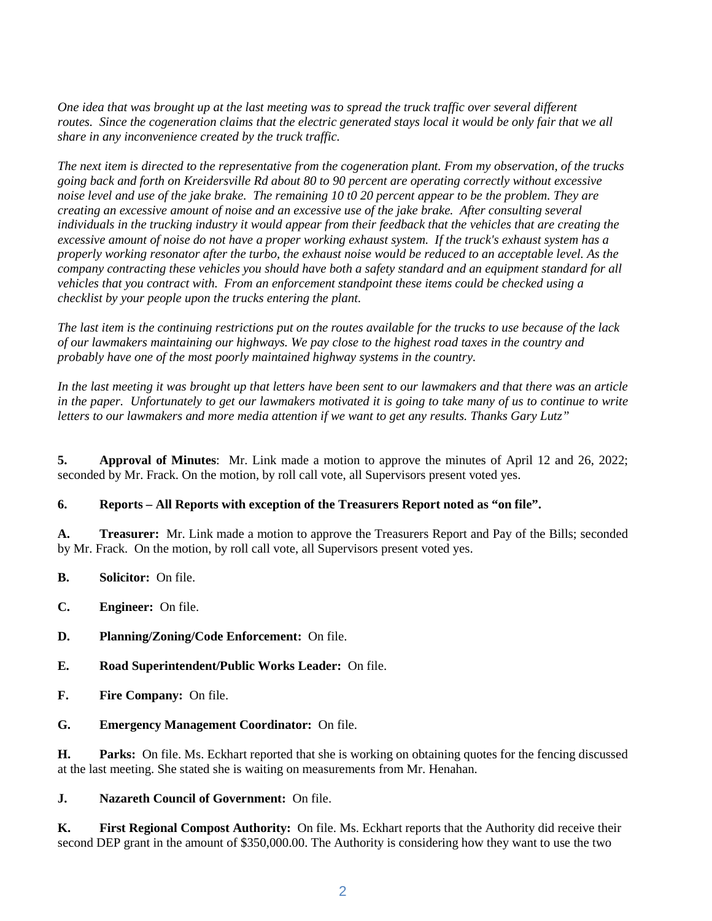*One idea that was brought up at the last meeting was to spread the truck traffic over several different routes. Since the cogeneration claims that the electric generated stays local it would be only fair that we all share in any inconvenience created by the truck traffic.*

*The next item is directed to the representative from the cogeneration plant. From my observation, of the trucks going back and forth on Kreidersville Rd about 80 to 90 percent are operating correctly without excessive noise level and use of the jake brake. The remaining 10 t0 20 percent appear to be the problem. They are creating an excessive amount of noise and an excessive use of the jake brake. After consulting several individuals in the trucking industry it would appear from their feedback that the vehicles that are creating the excessive amount of noise do not have a proper working exhaust system. If the truck's exhaust system has a properly working resonator after the turbo, the exhaust noise would be reduced to an acceptable level. As the company contracting these vehicles you should have both a safety standard and an equipment standard for all vehicles that you contract with. From an enforcement standpoint these items could be checked using a checklist by your people upon the trucks entering the plant.*

*The last item is the continuing restrictions put on the routes available for the trucks to use because of the lack of our lawmakers maintaining our highways. We pay close to the highest road taxes in the country and probably have one of the most poorly maintained highway systems in the country.*

*In the last meeting it was brought up that letters have been sent to our lawmakers and that there was an article in the paper. Unfortunately to get our lawmakers motivated it is going to take many of us to continue to write letters to our lawmakers and more media attention if we want to get any results. Thanks Gary Lutz"*

**5. Approval of Minutes**: Mr. Link made a motion to approve the minutes of April 12 and 26, 2022; seconded by Mr. Frack. On the motion, by roll call vote, all Supervisors present voted yes.

**6. Reports – All Reports with exception of the Treasurers Report noted as "on file".**

**A. Treasurer:** Mr. Link made a motion to approve the Treasurers Report and Pay of the Bills; seconded by Mr. Frack. On the motion, by roll call vote, all Supervisors present voted yes.

**B. Solicitor:** On file.

**C. Engineer:** On file.

**D. Planning/Zoning/Code Enforcement:** On file.

**E. Road Superintendent/Public Works Leader:** On file.

**F. Fire Company:** On file.

**G. Emergency Management Coordinator:** On file.

**H. Parks:** On file. Ms. Eckhart reported that she is working on obtaining quotes for the fencing discussed at the last meeting. She stated she is waiting on measurements from Mr. Henahan.

**J. Nazareth Council of Government:** On file.

**K. First Regional Compost Authority:** On file. Ms. Eckhart reports that the Authority did receive their second DEP grant in the amount of $350,000.00. The Authority is considering how they want to use the two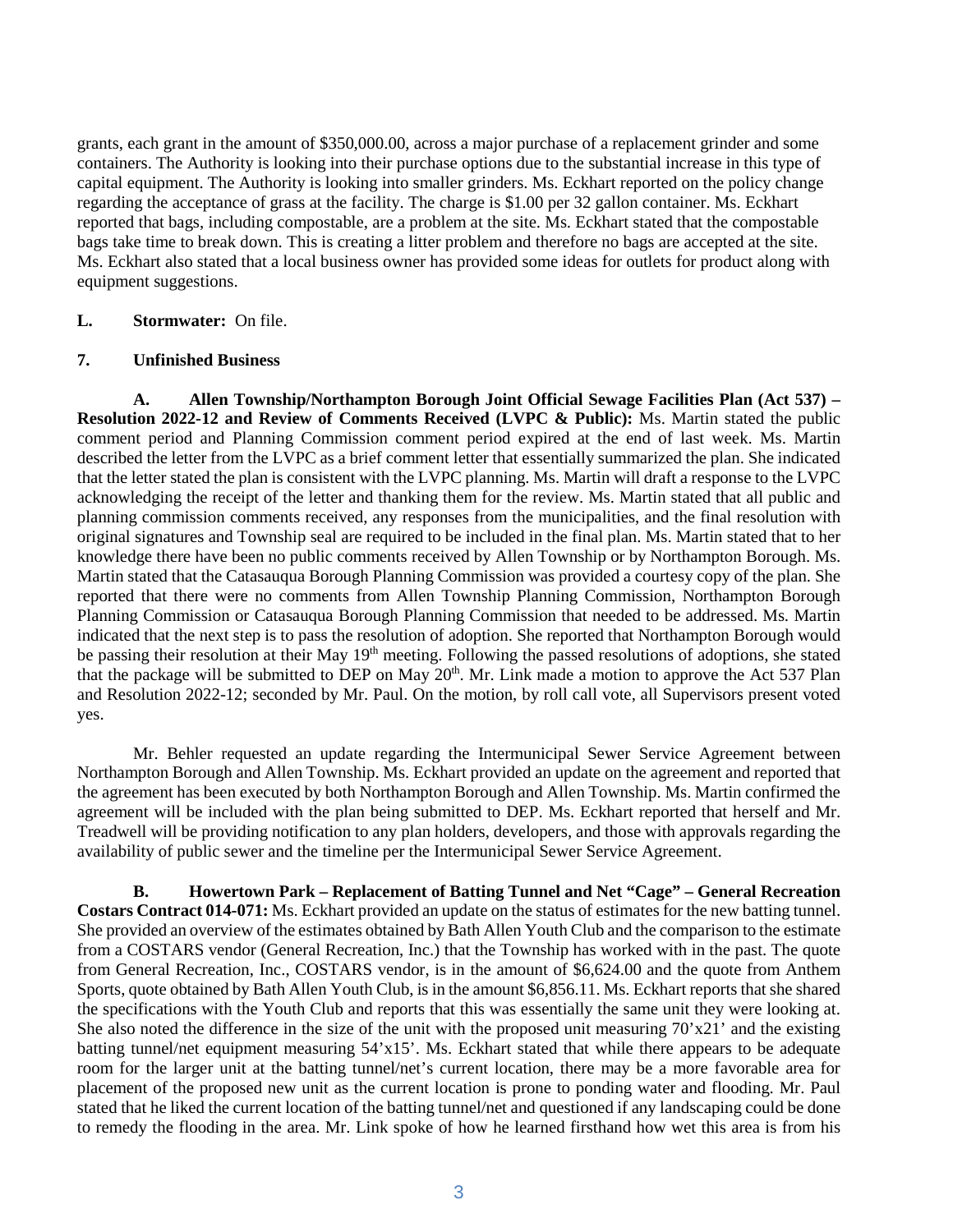grants, each grant in the amount of $350,000.00, across a major purchase of a replacement grinder and some containers. The Authority is looking into their purchase options due to the substantial increase in this type of capital equipment. The Authority is looking into smaller grinders. Ms. Eckhart reported on the policy change regarding the acceptance of grass at the facility. The charge is $1.00 per 32 gallon container. Ms. Eckhart reported that bags, including compostable, are a problem at the site. Ms. Eckhart stated that the compostable bags take time to break down. This is creating a litter problem and therefore no bags are accepted at the site. Ms. Eckhart also stated that a local business owner has provided some ideas for outlets for product along with equipment suggestions.

**L. Stormwater:** On file.

**7. Unfinished Business**

**A. Allen Township/Northampton Borough Joint Official Sewage Facilities Plan (Act 537) – Resolution 2022-12 and Review of Comments Received (LVPC & Public):** Ms. Martin stated the public comment period and Planning Commission comment period expired at the end of last week. Ms. Martin described the letter from the LVPC as a brief comment letter that essentially summarized the plan. She indicated that the letter stated the plan is consistent with the LVPC planning. Ms. Martin will draft a response to the LVPC acknowledging the receipt of the letter and thanking them for the review. Ms. Martin stated that all public and planning commission comments received, any responses from the municipalities, and the final resolution with original signatures and Township seal are required to be included in the final plan. Ms. Martin stated that to her knowledge there have been no public comments received by Allen Township or by Northampton Borough. Ms. Martin stated that the Catasauqua Borough Planning Commission was provided a courtesy copy of the plan. She reported that there were no comments from Allen Township Planning Commission, Northampton Borough Planning Commission or Catasauqua Borough Planning Commission that needed to be addressed. Ms. Martin indicated that the next step is to pass the resolution of adoption. She reported that Northampton Borough would be passing their resolution at their May 19th meeting. Following the passed resolutions of adoptions, she stated that the package will be submitted to DEP on May 20th. Mr. Link made a motion to approve the Act 537 Plan and Resolution 2022-12; seconded by Mr. Paul. On the motion, by roll call vote, all Supervisors present voted yes.

Mr. Behler requested an update regarding the Intermunicipal Sewer Service Agreement between Northampton Borough and Allen Township. Ms. Eckhart provided an update on the agreement and reported that the agreement has been executed by both Northampton Borough and Allen Township. Ms. Martin confirmed the agreement will be included with the plan being submitted to DEP. Ms. Eckhart reported that herself and Mr. Treadwell will be providing notification to any plan holders, developers, and those with approvals regarding the availability of public sewer and the timeline per the Intermunicipal Sewer Service Agreement.

**B. Howertown Park – Replacement of Batting Tunnel and Net "Cage" – General Recreation Costars Contract 014-071:** Ms. Eckhart provided an update on the status of estimates for the new batting tunnel. She provided an overview of the estimates obtained by Bath Allen Youth Club and the comparison to the estimate from a COSTARS vendor (General Recreation, Inc.) that the Township has worked with in the past. The quote from General Recreation, Inc., COSTARS vendor, is in the amount of $6,624.00 and the quote from Anthem Sports, quote obtained by Bath Allen Youth Club, is in the amount $6,856.11. Ms. Eckhart reports that she shared the specifications with the Youth Club and reports that this was essentially the same unit they were looking at. She also noted the difference in the size of the unit with the proposed unit measuring 70'x21' and the existing batting tunnel/net equipment measuring 54'x15'. Ms. Eckhart stated that while there appears to be adequate room for the larger unit at the batting tunnel/net's current location, there may be a more favorable area for placement of the proposed new unit as the current location is prone to ponding water and flooding. Mr. Paul stated that he liked the current location of the batting tunnel/net and questioned if any landscaping could be done to remedy the flooding in the area. Mr. Link spoke of how he learned firsthand how wet this area is from his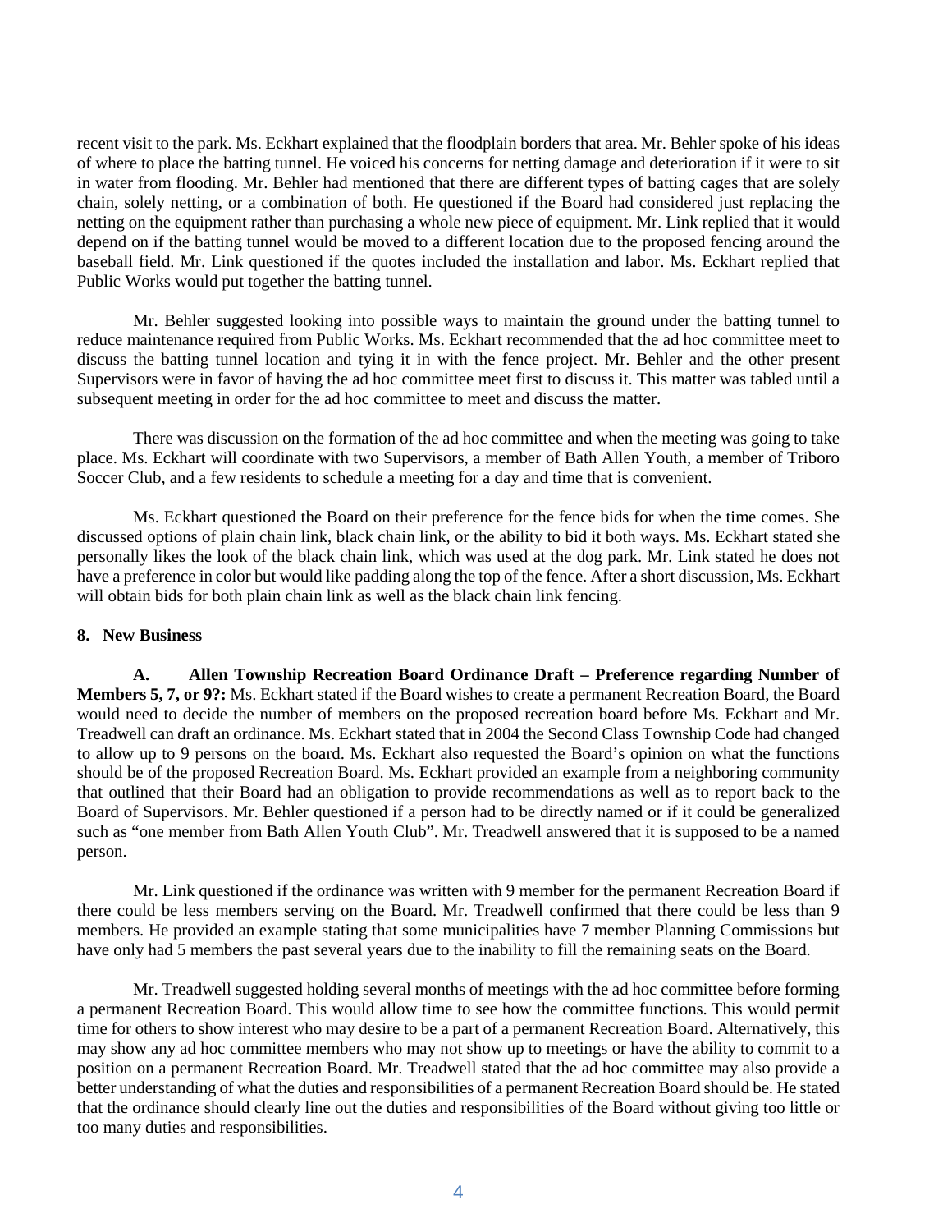recent visit to the park. Ms. Eckhart explained that the floodplain borders that area. Mr. Behler spoke of his ideas of where to place the batting tunnel. He voiced his concerns for netting damage and deterioration if it were to sit in water from flooding. Mr. Behler had mentioned that there are different types of batting cages that are solely chain, solely netting, or a combination of both. He questioned if the Board had considered just replacing the netting on the equipment rather than purchasing a whole new piece of equipment. Mr. Link replied that it would depend on if the batting tunnel would be moved to a different location due to the proposed fencing around the baseball field. Mr. Link questioned if the quotes included the installation and labor. Ms. Eckhart replied that Public Works would put together the batting tunnel.

Mr. Behler suggested looking into possible ways to maintain the ground under the batting tunnel to reduce maintenance required from Public Works. Ms. Eckhart recommended that the ad hoc committee meet to discuss the batting tunnel location and tying it in with the fence project. Mr. Behler and the other present Supervisors were in favor of having the ad hoc committee meet first to discuss it. This matter was tabled until a subsequent meeting in order for the ad hoc committee to meet and discuss the matter.

There was discussion on the formation of the ad hoc committee and when the meeting was going to take place. Ms. Eckhart will coordinate with two Supervisors, a member of Bath Allen Youth, a member of Triboro Soccer Club, and a few residents to schedule a meeting for a day and time that is convenient.

Ms. Eckhart questioned the Board on their preference for the fence bids for when the time comes. She discussed options of plain chain link, black chain link, or the ability to bid it both ways. Ms. Eckhart stated she personally likes the look of the black chain link, which was used at the dog park. Mr. Link stated he does not have a preference in color but would like padding along the top of the fence. After a short discussion, Ms. Eckhart will obtain bids for both plain chain link as well as the black chain link fencing.

**8. New Business**

**A. Allen Township Recreation Board Ordinance Draft – Preference regarding Number of Members 5, 7, or 9?:** Ms. Eckhart stated if the Board wishes to create a permanent Recreation Board, the Board would need to decide the number of members on the proposed recreation board before Ms. Eckhart and Mr. Treadwell can draft an ordinance. Ms. Eckhart stated that in 2004 the Second Class Township Code had changed to allow up to 9 persons on the board. Ms. Eckhart also requested the Board's opinion on what the functions should be of the proposed Recreation Board. Ms. Eckhart provided an example from a neighboring community that outlined that their Board had an obligation to provide recommendations as well as to report back to the Board of Supervisors. Mr. Behler questioned if a person had to be directly named or if it could be generalized such as "one member from Bath Allen Youth Club". Mr. Treadwell answered that it is supposed to be a named person.

Mr. Link questioned if the ordinance was written with 9 member for the permanent Recreation Board if there could be less members serving on the Board. Mr. Treadwell confirmed that there could be less than 9 members. He provided an example stating that some municipalities have 7 member Planning Commissions but have only had 5 members the past several years due to the inability to fill the remaining seats on the Board.

Mr. Treadwell suggested holding several months of meetings with the ad hoc committee before forming a permanent Recreation Board. This would allow time to see how the committee functions. This would permit time for others to show interest who may desire to be a part of a permanent Recreation Board. Alternatively, this may show any ad hoc committee members who may not show up to meetings or have the ability to commit to a position on a permanent Recreation Board. Mr. Treadwell stated that the ad hoc committee may also provide a better understanding of what the duties and responsibilities of a permanent Recreation Board should be. He stated that the ordinance should clearly line out the duties and responsibilities of the Board without giving too little or too many duties and responsibilities.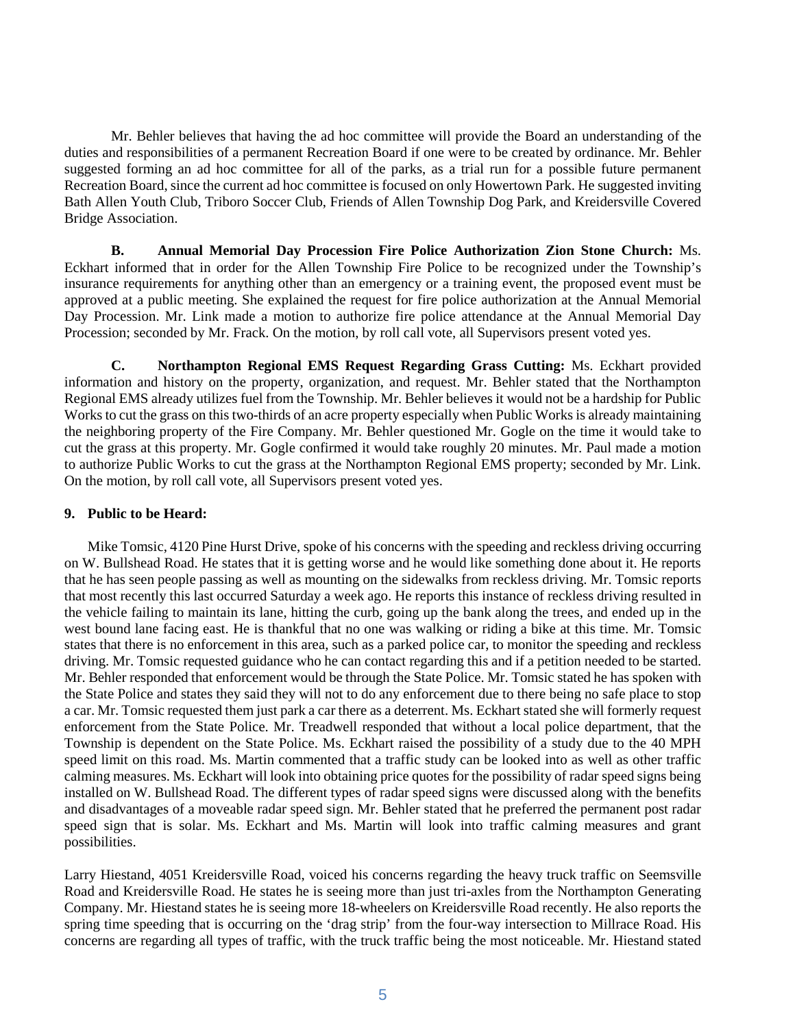Mr. Behler believes that having the ad hoc committee will provide the Board an understanding of the duties and responsibilities of a permanent Recreation Board if one were to be created by ordinance. Mr. Behler suggested forming an ad hoc committee for all of the parks, as a trial run for a possible future permanent Recreation Board, since the current ad hoc committee is focused on only Howertown Park. He suggested inviting Bath Allen Youth Club, Triboro Soccer Club, Friends of Allen Township Dog Park, and Kreidersville Covered Bridge Association.

**B. Annual Memorial Day Procession Fire Police Authorization Zion Stone Church:** Ms. Eckhart informed that in order for the Allen Township Fire Police to be recognized under the Township's insurance requirements for anything other than an emergency or a training event, the proposed event must be approved at a public meeting. She explained the request for fire police authorization at the Annual Memorial Day Procession. Mr. Link made a motion to authorize fire police attendance at the Annual Memorial Day Procession; seconded by Mr. Frack. On the motion, by roll call vote, all Supervisors present voted yes.

**C. Northampton Regional EMS Request Regarding Grass Cutting:** Ms. Eckhart provided information and history on the property, organization, and request. Mr. Behler stated that the Northampton Regional EMS already utilizes fuel from the Township. Mr. Behler believes it would not be a hardship for Public Works to cut the grass on this two-thirds of an acre property especially when Public Works is already maintaining the neighboring property of the Fire Company. Mr. Behler questioned Mr. Gogle on the time it would take to cut the grass at this property. Mr. Gogle confirmed it would take roughly 20 minutes. Mr. Paul made a motion to authorize Public Works to cut the grass at the Northampton Regional EMS property; seconded by Mr. Link. On the motion, by roll call vote, all Supervisors present voted yes.

**9. Public to be Heard:**

Mike Tomsic, 4120 Pine Hurst Drive, spoke of his concerns with the speeding and reckless driving occurring on W. Bullshead Road. He states that it is getting worse and he would like something done about it. He reports that he has seen people passing as well as mounting on the sidewalks from reckless driving. Mr. Tomsic reports that most recently this last occurred Saturday a week ago. He reports this instance of reckless driving resulted in the vehicle failing to maintain its lane, hitting the curb, going up the bank along the trees, and ended up in the west bound lane facing east. He is thankful that no one was walking or riding a bike at this time. Mr. Tomsic states that there is no enforcement in this area, such as a parked police car, to monitor the speeding and reckless driving. Mr. Tomsic requested guidance who he can contact regarding this and if a petition needed to be started. Mr. Behler responded that enforcement would be through the State Police. Mr. Tomsic stated he has spoken with the State Police and states they said they will not to do any enforcement due to there being no safe place to stop a car. Mr. Tomsic requested them just park a car there as a deterrent. Ms. Eckhart stated she will formerly request enforcement from the State Police. Mr. Treadwell responded that without a local police department, that the Township is dependent on the State Police. Ms. Eckhart raised the possibility of a study due to the 40 MPH speed limit on this road. Ms. Martin commented that a traffic study can be looked into as well as other traffic calming measures. Ms. Eckhart will look into obtaining price quotes for the possibility of radar speed signs being installed on W. Bullshead Road. The different types of radar speed signs were discussed along with the benefits and disadvantages of a moveable radar speed sign. Mr. Behler stated that he preferred the permanent post radar speed sign that is solar. Ms. Eckhart and Ms. Martin will look into traffic calming measures and grant possibilities.

Larry Hiestand, 4051 Kreidersville Road, voiced his concerns regarding the heavy truck traffic on Seemsville Road and Kreidersville Road. He states he is seeing more than just tri-axles from the Northampton Generating Company. Mr. Hiestand states he is seeing more 18-wheelers on Kreidersville Road recently. He also reports the spring time speeding that is occurring on the 'drag strip' from the four-way intersection to Millrace Road. His concerns are regarding all types of traffic, with the truck traffic being the most noticeable. Mr. Hiestand stated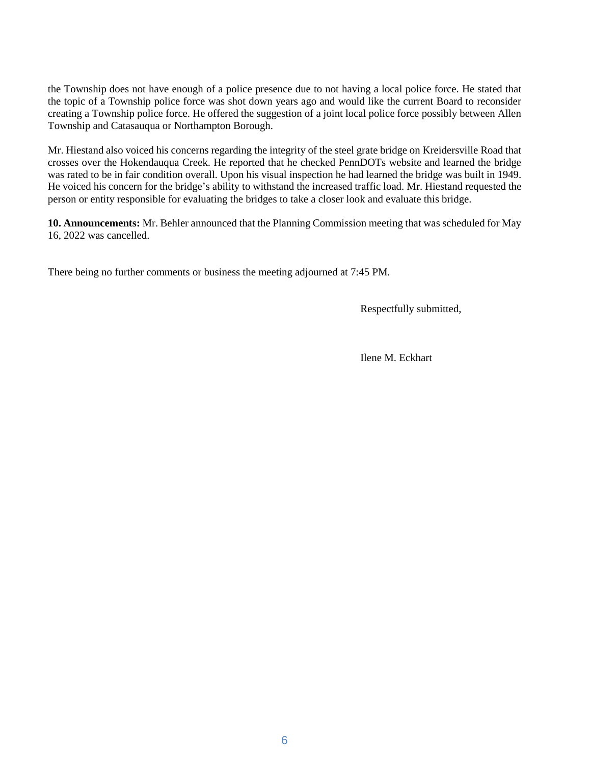the Township does not have enough of a police presence due to not having a local police force. He stated that the topic of a Township police force was shot down years ago and would like the current Board to reconsider creating a Township police force. He offered the suggestion of a joint local police force possibly between Allen Township and Catasauqua or Northampton Borough.

Mr. Hiestand also voiced his concerns regarding the integrity of the steel grate bridge on Kreidersville Road that crosses over the Hokendauqua Creek. He reported that he checked PennDOTs website and learned the bridge was rated to be in fair condition overall. Upon his visual inspection he had learned the bridge was built in 1949. He voiced his concern for the bridge's ability to withstand the increased traffic load. Mr. Hiestand requested the person or entity responsible for evaluating the bridges to take a closer look and evaluate this bridge.

**10. Announcements:** Mr. Behler announced that the Planning Commission meeting that was scheduled for May 16, 2022 was cancelled.

There being no further comments or business the meeting adjourned at 7:45 PM.

Respectfully submitted,

Ilene M. Eckhart